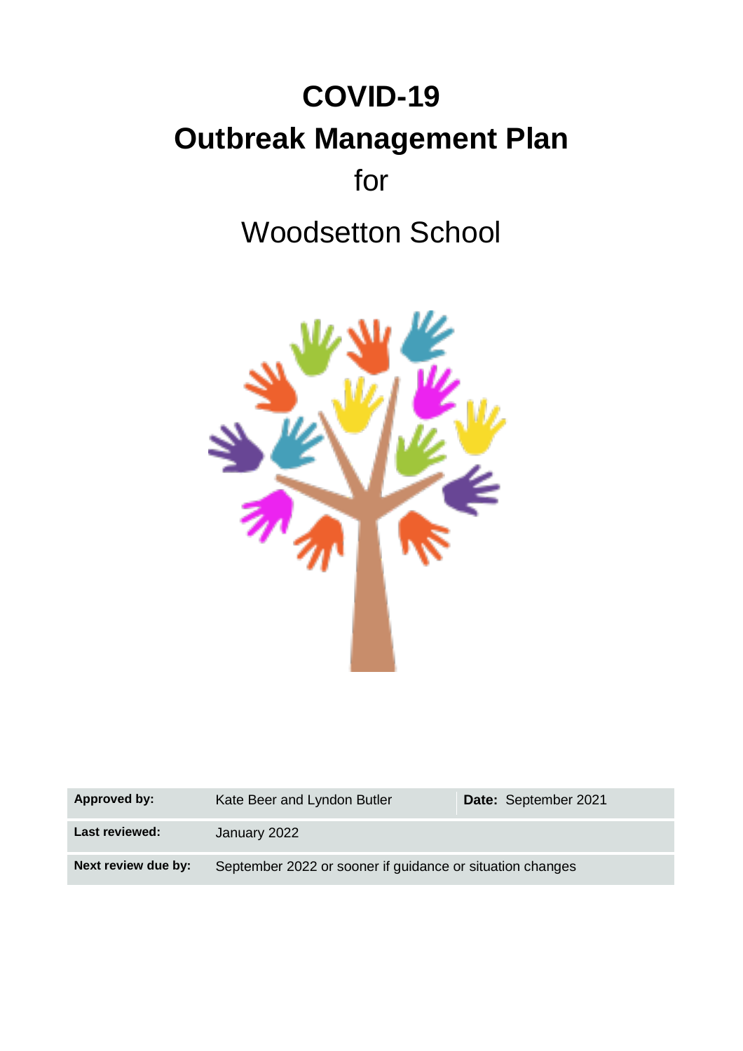# COVID-19
# Outbreak Management Plan

for

Woodsetton School

| | | |
|---|---|---|
| **Approved by:** | Kate Beer and Lyndon Butler | **Date:** September 2021 |
| **Last reviewed:** | January 2022 | |
| **Next review due by:** | September 2022 or sooner if guidance or situation changes | |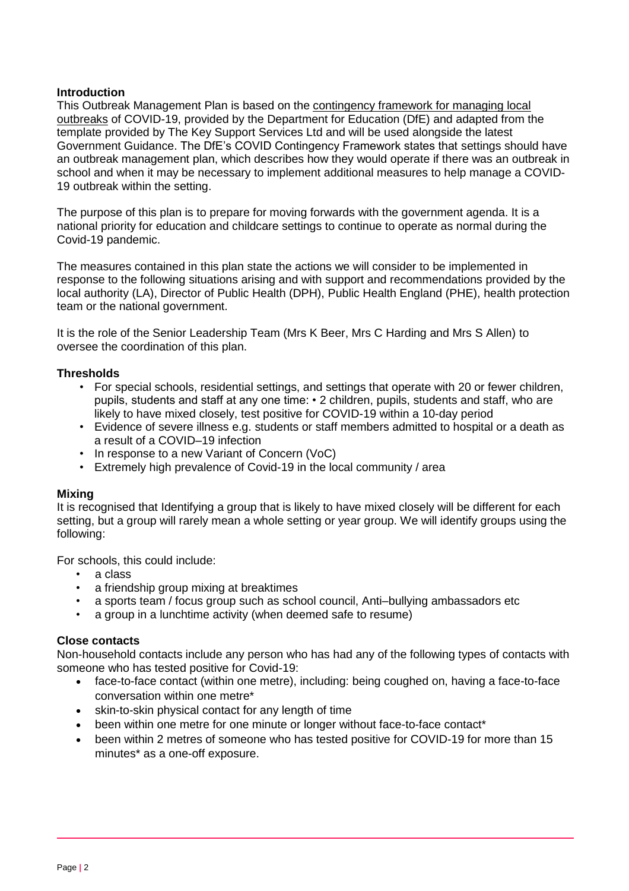## Introduction

This Outbreak Management Plan is based on the contingency framework for managing local outbreaks of COVID-19, provided by the Department for Education (DfE) and adapted from the template provided by The Key Support Services Ltd and will be used alongside the latest Government Guidance. The DfE's COVID Contingency Framework states that settings should have an outbreak management plan, which describes how they would operate if there was an outbreak in school and when it may be necessary to implement additional measures to help manage a COVID-19 outbreak within the setting.

The purpose of this plan is to prepare for moving forwards with the government agenda. It is a national priority for education and childcare settings to continue to operate as normal during the Covid-19 pandemic.

The measures contained in this plan state the actions we will consider to be implemented in response to the following situations arising and with support and recommendations provided by the local authority (LA), Director of Public Health (DPH), Public Health England (PHE), health protection team or the national government.

It is the role of the Senior Leadership Team (Mrs K Beer, Mrs C Harding and Mrs S Allen) to oversee the coordination of this plan.

## Thresholds

- For special schools, residential settings, and settings that operate with 20 or fewer children, pupils, students and staff at any one time: • 2 children, pupils, students and staff, who are likely to have mixed closely, test positive for COVID-19 within a 10-day period
- Evidence of severe illness e.g. students or staff members admitted to hospital or a death as a result of a COVID–19 infection
- In response to a new Variant of Concern (VoC)
- Extremely high prevalence of Covid-19 in the local community / area

## Mixing

It is recognised that Identifying a group that is likely to have mixed closely will be different for each setting, but a group will rarely mean a whole setting or year group. We will identify groups using the following:

For schools, this could include:

- a class
- a friendship group mixing at breaktimes
- a sports team / focus group such as school council, Anti–bullying ambassadors etc
- a group in a lunchtime activity (when deemed safe to resume)

## Close contacts

Non-household contacts include any person who has had any of the following types of contacts with someone who has tested positive for Covid-19:

- face-to-face contact (within one metre), including: being coughed on, having a face-to-face conversation within one metre*
- skin-to-skin physical contact for any length of time
- been within one metre for one minute or longer without face-to-face contact*
- been within 2 metres of someone who has tested positive for COVID-19 for more than 15 minutes* as a one-off exposure.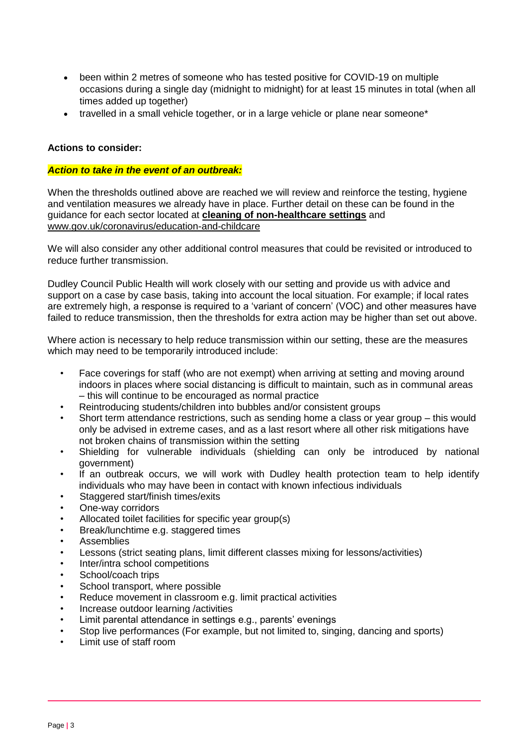- been within 2 metres of someone who has tested positive for COVID-19 on multiple occasions during a single day (midnight to midnight) for at least 15 minutes in total (when all times added up together)
- travelled in a small vehicle together, or in a large vehicle or plane near someone*

**Actions to consider:**

***Action to take in the event of an outbreak:***

When the thresholds outlined above are reached we will review and reinforce the testing, hygiene and ventilation measures we already have in place. Further detail on these can be found in the guidance for each sector located at **cleaning of non-healthcare settings** and www.gov.uk/coronavirus/education-and-childcare

We will also consider any other additional control measures that could be revisited or introduced to reduce further transmission.

Dudley Council Public Health will work closely with our setting and provide us with advice and support on a case by case basis, taking into account the local situation. For example; if local rates are extremely high, a response is required to a 'variant of concern' (VOC) and other measures have failed to reduce transmission, then the thresholds for extra action may be higher than set out above.

Where action is necessary to help reduce transmission within our setting, these are the measures which may need to be temporarily introduced include:

- Face coverings for staff (who are not exempt) when arriving at setting and moving around indoors in places where social distancing is difficult to maintain, such as in communal areas – this will continue to be encouraged as normal practice
- Reintroducing students/children into bubbles and/or consistent groups
- Short term attendance restrictions, such as sending home a class or year group – this would only be advised in extreme cases, and as a last resort where all other risk mitigations have not broken chains of transmission within the setting
- Shielding for vulnerable individuals (shielding can only be introduced by national government)
- If an outbreak occurs, we will work with Dudley health protection team to help identify individuals who may have been in contact with known infectious individuals
- Staggered start/finish times/exits
- One-way corridors
- Allocated toilet facilities for specific year group(s)
- Break/lunchtime e.g. staggered times
- Assemblies
- Lessons (strict seating plans, limit different classes mixing for lessons/activities)
- Inter/intra school competitions
- School/coach trips
- School transport, where possible
- Reduce movement in classroom e.g. limit practical activities
- Increase outdoor learning /activities
- Limit parental attendance in settings e.g., parents' evenings
- Stop live performances (For example, but not limited to, singing, dancing and sports)
- Limit use of staff room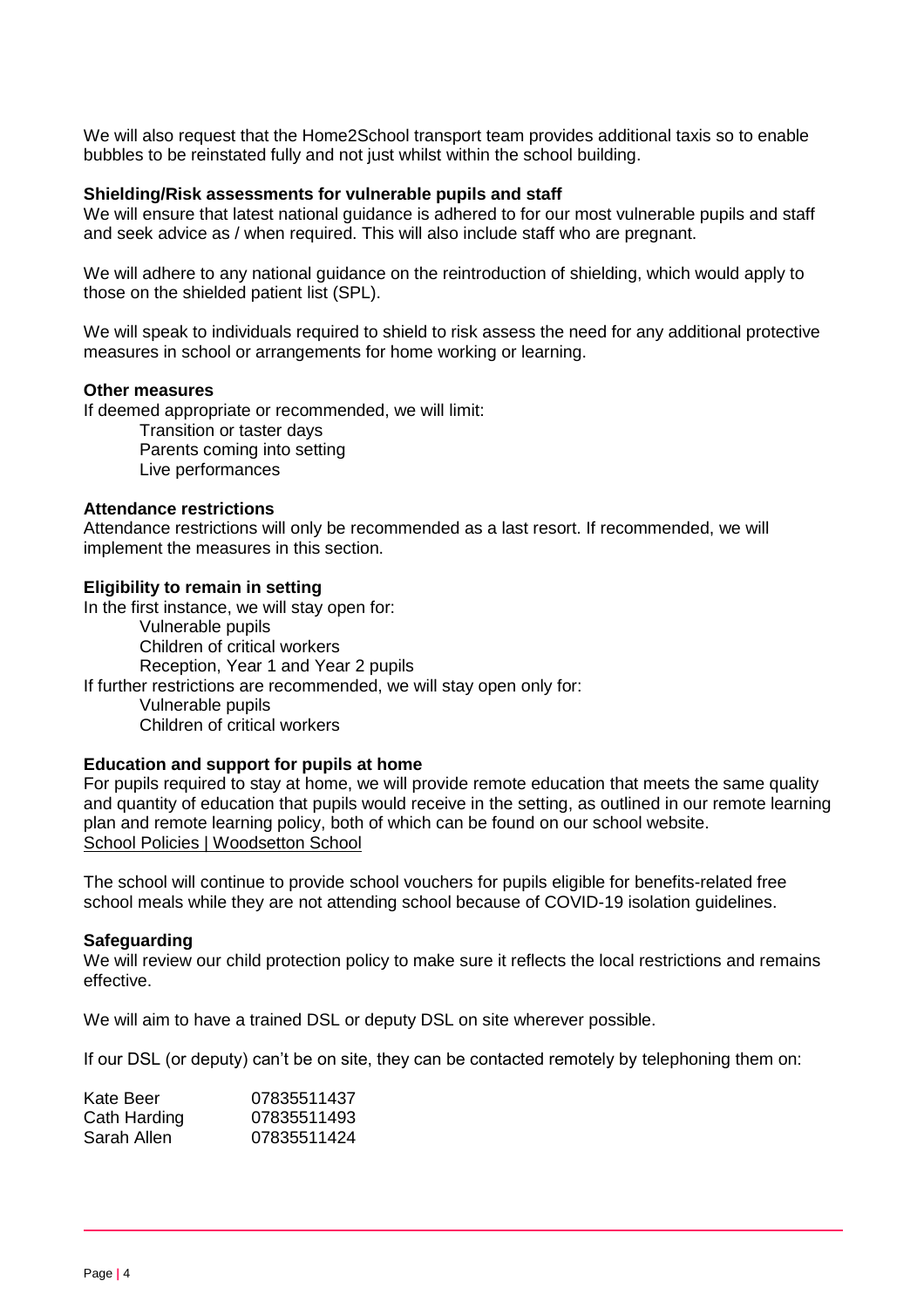We will also request that the Home2School transport team provides additional taxis so to enable bubbles to be reinstated fully and not just whilst within the school building.

**Shielding/Risk assessments for vulnerable pupils and staff**

We will ensure that latest national guidance is adhered to for our most vulnerable pupils and staff and seek advice as / when required. This will also include staff who are pregnant.

We will adhere to any national guidance on the reintroduction of shielding, which would apply to those on the shielded patient list (SPL).

We will speak to individuals required to shield to risk assess the need for any additional protective measures in school or arrangements for home working or learning.

**Other measures**

If deemed appropriate or recommended, we will limit:

- Transition or taster days
- Parents coming into setting
- Live performances

**Attendance restrictions**

Attendance restrictions will only be recommended as a last resort. If recommended, we will implement the measures in this section.

**Eligibility to remain in setting**

In the first instance, we will stay open for:

- Vulnerable pupils
- Children of critical workers
- Reception, Year 1 and Year 2 pupils

If further restrictions are recommended, we will stay open only for:

- Vulnerable pupils
- Children of critical workers

**Education and support for pupils at home**

For pupils required to stay at home, we will provide remote education that meets the same quality and quantity of education that pupils would receive in the setting, as outlined in our remote learning plan and remote learning policy, both of which can be found on our school website.
School Policies | Woodsetton School

The school will continue to provide school vouchers for pupils eligible for benefits-related free school meals while they are not attending school because of COVID-19 isolation guidelines.

**Safeguarding**

We will review our child protection policy to make sure it reflects the local restrictions and remains effective.

We will aim to have a trained DSL or deputy DSL on site wherever possible.

If our DSL (or deputy) can't be on site, they can be contacted remotely by telephoning them on:

| | |
|---|---|
| Kate Beer | 07835511437 |
| Cath Harding | 07835511493 |
| Sarah Allen | 07835511424 |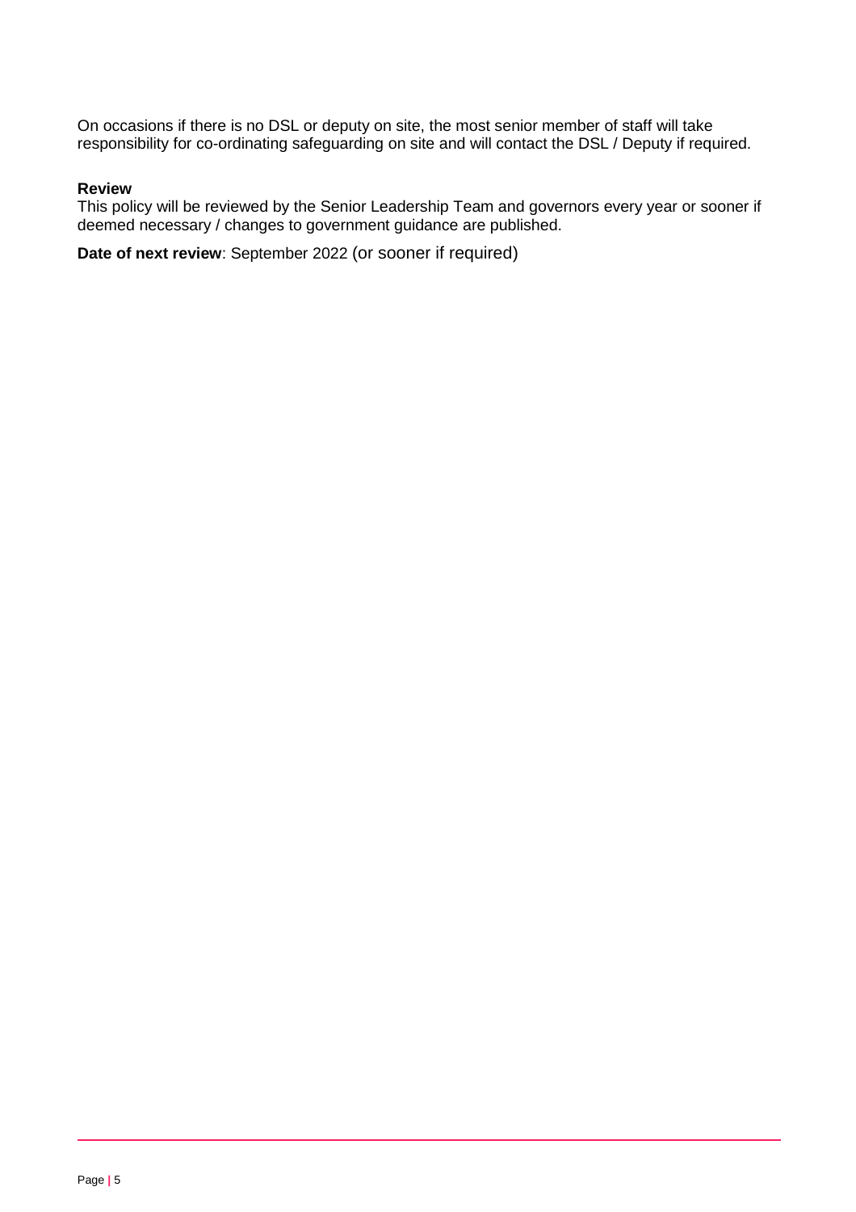On occasions if there is no DSL or deputy on site, the most senior member of staff will take responsibility for co-ordinating safeguarding on site and will contact the DSL / Deputy if required.

**Review**

This policy will be reviewed by the Senior Leadership Team and governors every year or sooner if deemed necessary / changes to government guidance are published.

**Date of next review**: September 2022 (or sooner if required)